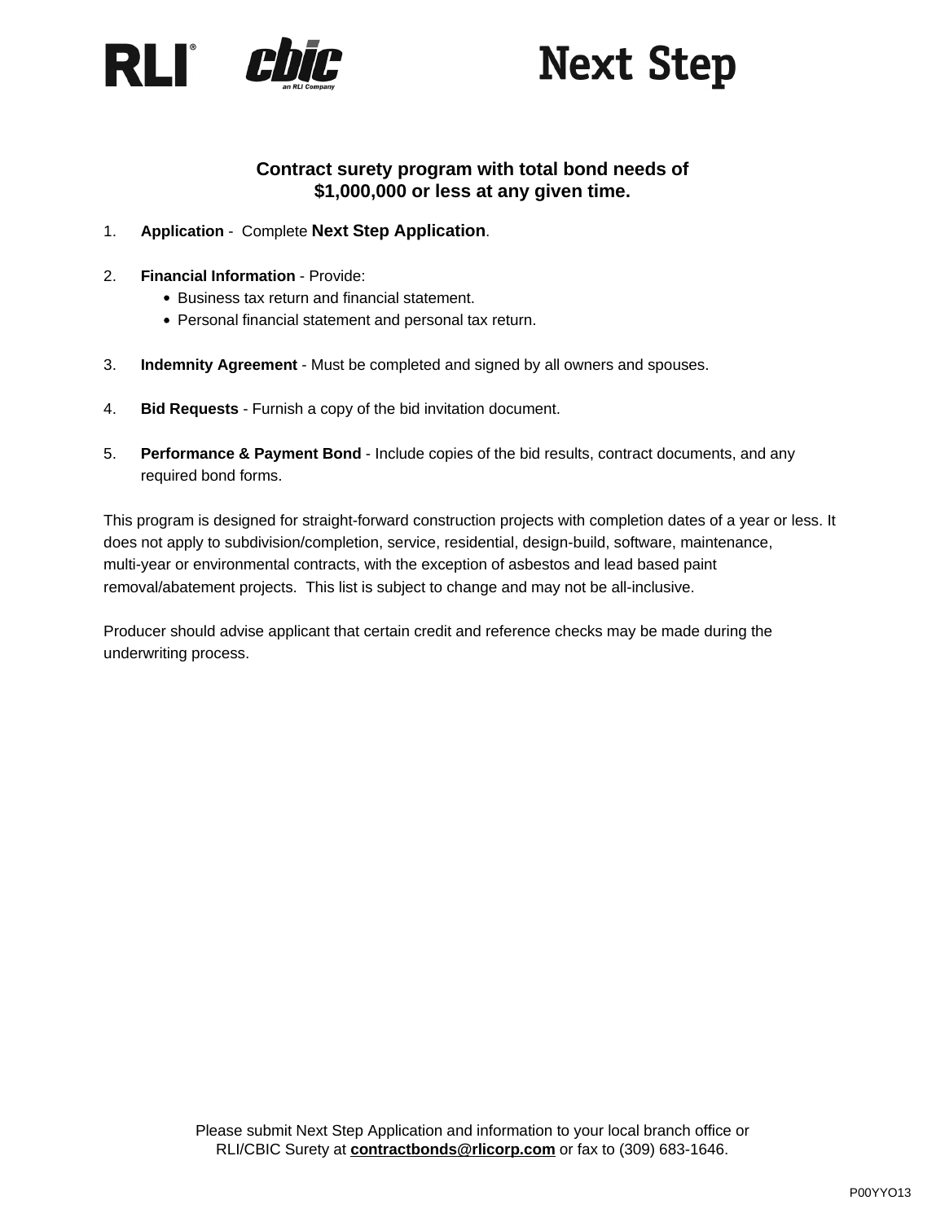RLI® cbic an RLI Company

# Next Step

## Contract surety program with total bond needs of $1,000,000 or less at any given time.

1. **Application** - Complete **Next Step Application**.

2. **Financial Information** - Provide:
   - Business tax return and financial statement.
   - Personal financial statement and personal tax return.

3. **Indemnity Agreement** - Must be completed and signed by all owners and spouses.

4. **Bid Requests** - Furnish a copy of the bid invitation document.

5. **Performance & Payment Bond** - Include copies of the bid results, contract documents, and any required bond forms.

This program is designed for straight-forward construction projects with completion dates of a year or less. It does not apply to subdivision/completion, service, residential, design-build, software, maintenance, multi-year or environmental contracts, with the exception of asbestos and lead based paint removal/abatement projects. This list is subject to change and may not be all-inclusive.

Producer should advise applicant that certain credit and reference checks may be made during the underwriting process.

Please submit Next Step Application and information to your local branch office or RLI/CBIC Surety at **contractbonds@rlicorp.com** or fax to (309) 683-1646.

P00YYO13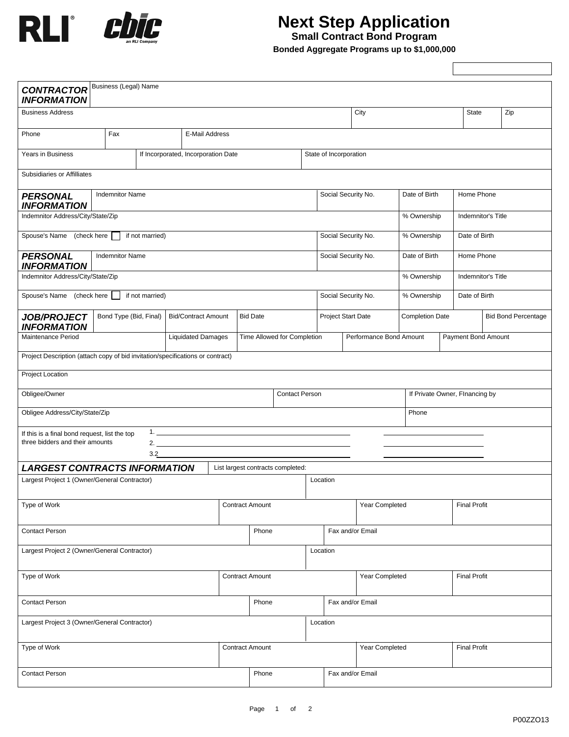RLI® cbic an RLI Company

# Next Step Application

## Small Contract Bond Program

**Bonded Aggregate Programs up to $1,000,000**

| ***CONTRACTOR INFORMATION*** | Business (Legal) Name | | | | |
|---|---|---|---|---|---|
| Business Address | | | City | State | Zip |
| Phone | Fax | E-Mail Address | | | |
| Years in Business | If Incorporated, Incorporation Date | State of Incorporation | | | |
| Subsidiaries or Affilliates | | | | | |

| ***PERSONAL INFORMATION*** | Indemnitor Name | Social Security No. | Date of Birth | Home Phone |
|---|---|---|---|---|
| Indemnitor Address/City/State/Zip | | | % Ownership | Indemnitor's Title |
| Spouse's Name (check here ☐ if not married) | | Social Security No. | % Ownership | Date of Birth |

| ***PERSONAL INFORMATION*** | Indemnitor Name | Social Security No. | Date of Birth | Home Phone |
|---|---|---|---|---|
| Indemnitor Address/City/State/Zip | | | % Ownership | Indemnitor's Title |
| Spouse's Name (check here ☐ if not married) | | Social Security No. | % Ownership | Date of Birth |

| ***JOB/PROJECT INFORMATION*** | Bond Type (Bid, Final) | Bid/Contract Amount | Bid Date | Project Start Date | Completion Date | Bid Bond Percentage |
|---|---|---|---|---|---|---|
| Maintenance Period | | Liquidated Damages | Time Allowed for Completion | Performance Bond Amount | Payment Bond Amount | |
| Project Description (attach copy of bid invitation/specifications or contract) | | | | | | |
| Project Location | | | | | | |
| Obligee/Owner | | | Contact Person | | If Private Owner, FInancing by | |
| Obligee Address/City/State/Zip | | | | | Phone | |

If this is a final bond request, list the top three bidders and their amounts

1. ______________________ ______________
2. ______________________ ______________
3.2_____________________ ______________

## ***LARGEST CONTRACTS INFORMATION***

List largest contracts completed:

| Largest Project 1 (Owner/General Contractor) | | Location | |
|---|---|---|---|
| Type of Work | Contract Amount | Year Completed | Final Profit |
| Contact Person | Phone | Fax and/or Email | |

| Largest Project 2 (Owner/General Contractor) | | Location | |
|---|---|---|---|
| Type of Work | Contract Amount | Year Completed | Final Profit |
| Contact Person | Phone | Fax and/or Email | |

| Largest Project 3 (Owner/General Contractor) | | Location | |
|---|---|---|---|
| Type of Work | Contract Amount | Year Completed | Final Profit |
| Contact Person | Phone | Fax and/or Email | |

P00ZZO13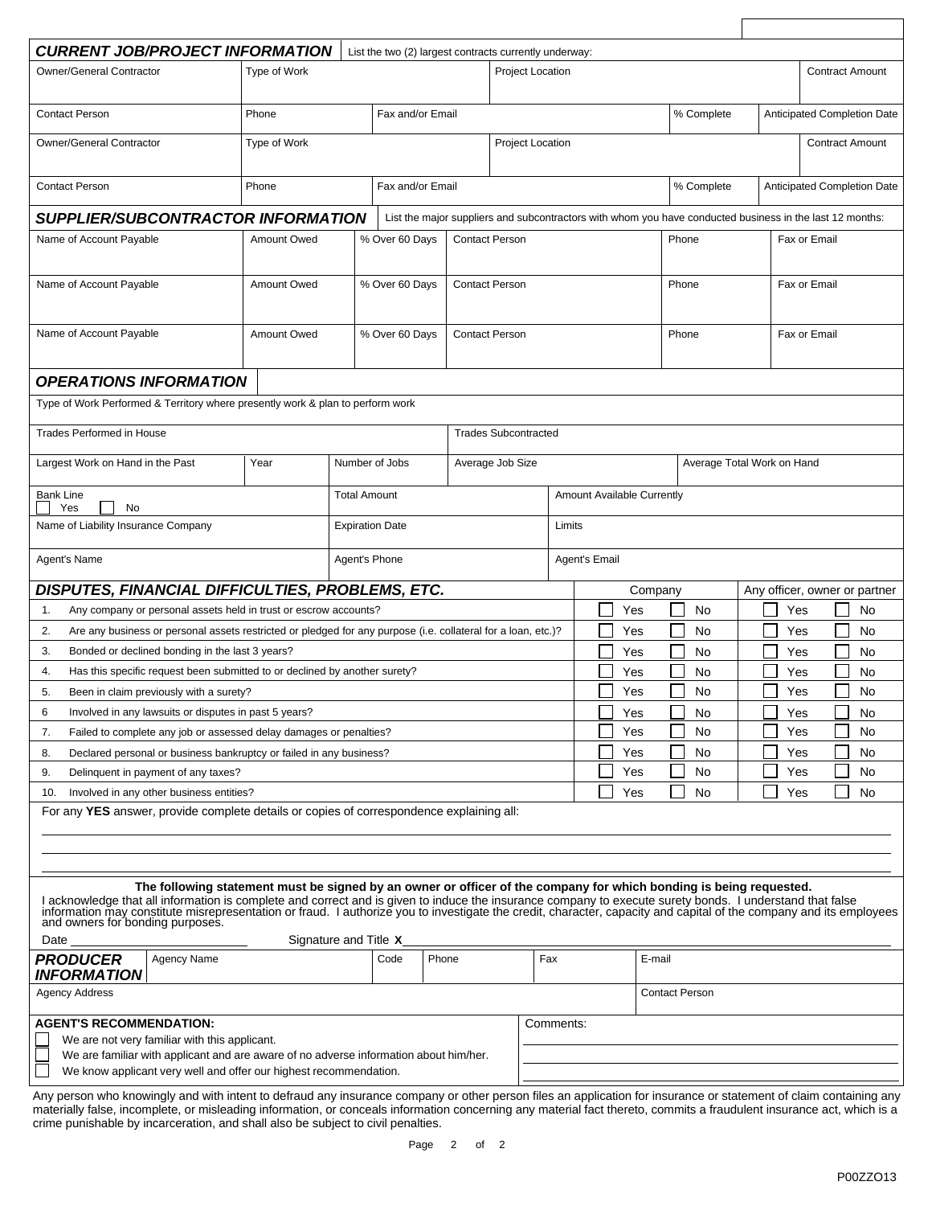## *CURRENT JOB/PROJECT INFORMATION*

List the two (2) largest contracts currently underway:

| Owner/General Contractor | Type of Work | | Project Location | | Contract Amount |
|---|---|---|---|---|---|
| Contact Person | Phone | Fax and/or Email | | % Complete | Anticipated Completion Date |
| Owner/General Contractor | Type of Work | | Project Location | | Contract Amount |
| Contact Person | Phone | Fax and/or Email | | % Complete | Anticipated Completion Date |

## *SUPPLIER/SUBCONTRACTOR INFORMATION*

List the major suppliers and subcontractors with whom you have conducted business in the last 12 months:

| Name of Account Payable | Amount Owed | % Over 60 Days | Contact Person | Phone | Fax or Email |
|---|---|---|---|---|---|
| Name of Account Payable | Amount Owed | % Over 60 Days | Contact Person | Phone | Fax or Email |
| Name of Account Payable | Amount Owed | % Over 60 Days | Contact Person | Phone | Fax or Email |

## *OPERATIONS INFORMATION*

Type of Work Performed & Territory where presently work & plan to perform work

| Trades Performed in House | | | Trades Subcontracted | | |
|---|---|---|---|---|---|
| Largest Work on Hand in the Past | Year | Number of Jobs | Average Job Size | | Average Total Work on Hand |
| Bank Line ☐ Yes ☐ No | | Total Amount | | Amount Available Currently | |
| Name of Liability Insurance Company | | Expiration Date | | Limits | |
| Agent's Name | | Agent's Phone | | Agent's Email | |

## *DISPUTES, FINANCIAL DIFFICULTIES, PROBLEMS, ETC.*

| | | Company | Any officer, owner or partner |
|---|---|---|---|
| 1. | Any company or personal assets held in trust or escrow accounts? | ☐ Yes ☐ No | ☐ Yes ☐ No |
| 2. | Are any business or personal assets restricted or pledged for any purpose (i.e. collateral for a loan, etc.)? | ☐ Yes ☐ No | ☐ Yes ☐ No |
| 3. | Bonded or declined bonding in the last 3 years? | ☐ Yes ☐ No | ☐ Yes ☐ No |
| 4. | Has this specific request been submitted to or declined by another surety? | ☐ Yes ☐ No | ☐ Yes ☐ No |
| 5. | Been in claim previously with a surety? | ☐ Yes ☐ No | ☐ Yes ☐ No |
| 6 | Involved in any lawsuits or disputes in past 5 years? | ☐ Yes ☐ No | ☐ Yes ☐ No |
| 7. | Failed to complete any job or assessed delay damages or penalties? | ☐ Yes ☐ No | ☐ Yes ☐ No |
| 8. | Declared personal or business bankruptcy or failed in any business? | ☐ Yes ☐ No | ☐ Yes ☐ No |
| 9. | Delinquent in payment of any taxes? | ☐ Yes ☐ No | ☐ Yes ☐ No |
| 10. | Involved in any other business entities? | ☐ Yes ☐ No | ☐ Yes ☐ No |

For any **YES** answer, provide complete details or copies of correspondence explaining all:

______________________________________________

______________________________________________

______________________________________________

**The following statement must be signed by an owner or officer of the company for which bonding is being requested.**

I acknowledge that all information is complete and correct and is given to induce the insurance company to execute surety bonds. I understand that false information may constitute misrepresentation or fraud. I authorize you to investigate the credit, character, capacity and capital of the company and its employees and owners for bonding purposes.

Date ____________________ Signature and Title **X**______________________________

## *PRODUCER INFORMATION*

| Agency Name | Code | Phone | Fax | E-mail |
|---|---|---|---|---|
| Agency Address | | | | Contact Person |

**AGENT'S RECOMMENDATION:**

- ☐ We are not very familiar with this applicant.
- ☐ We are familiar with applicant and are aware of no adverse information about him/her.
- ☐ We know applicant very well and offer our highest recommendation.

Comments: ______________________________

Any person who knowingly and with intent to defraud any insurance company or other person files an application for insurance or statement of claim containing any materially false, incomplete, or misleading information, or conceals information concerning any material fact thereto, commits a fraudulent insurance act, which is a crime punishable by incarceration, and shall also be subject to civil penalties.

P00ZZO13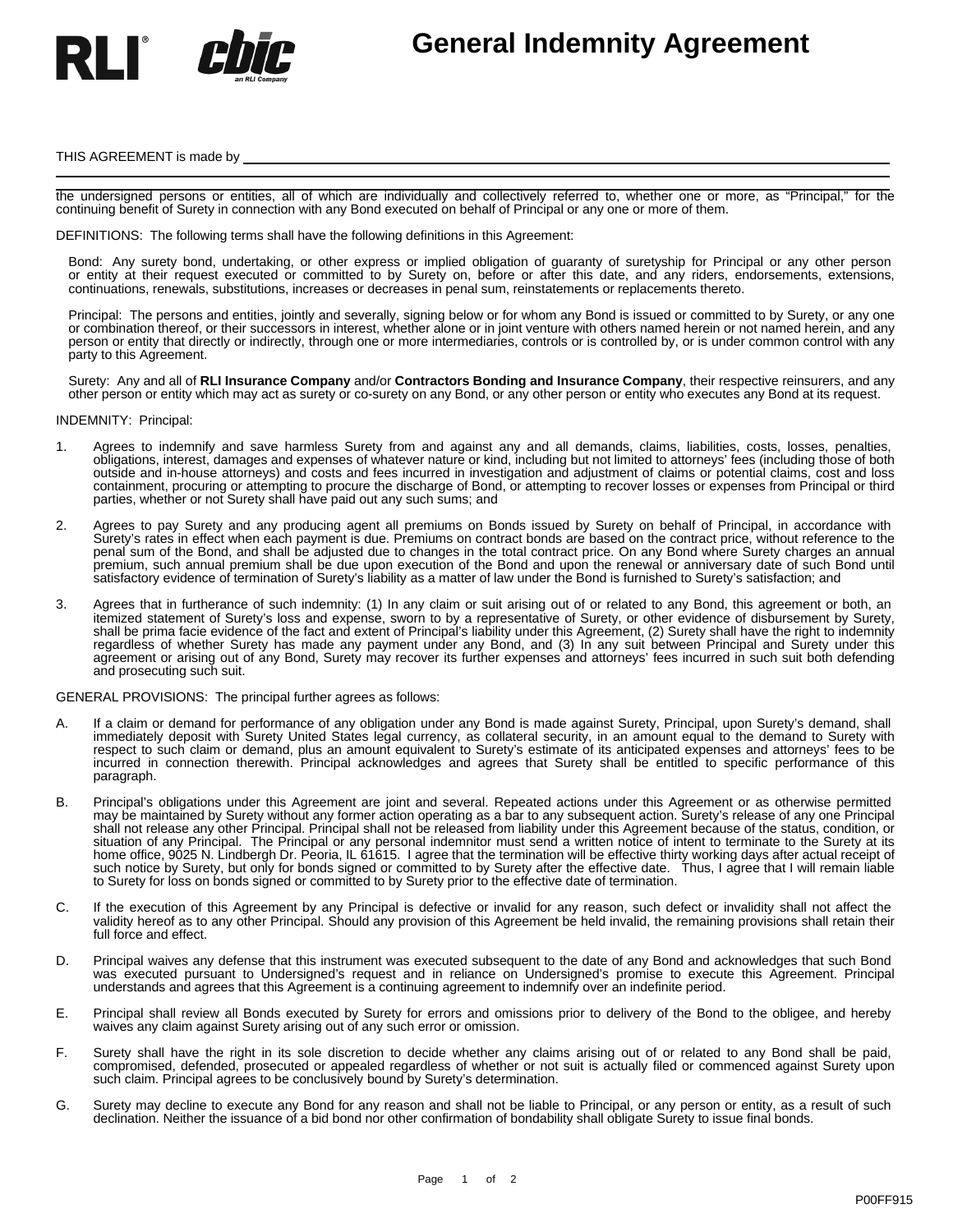# General Indemnity Agreement

THIS AGREEMENT is made by ________________________________________________________________

the undersigned persons or entities, all of which are individually and collectively referred to, whether one or more, as "Principal," for the continuing benefit of Surety in connection with any Bond executed on behalf of Principal or any one or more of them.

DEFINITIONS: The following terms shall have the following definitions in this Agreement:

Bond: Any surety bond, undertaking, or other express or implied obligation of guaranty of suretyship for Principal or any other person or entity at their request executed or committed to by Surety on, before or after this date, and any riders, endorsements, extensions, continuations, renewals, substitutions, increases or decreases in penal sum, reinstatements or replacements thereto.

Principal: The persons and entities, jointly and severally, signing below or for whom any Bond is issued or committed to by Surety, or any one or combination thereof, or their successors in interest, whether alone or in joint venture with others named herein or not named herein, and any person or entity that directly or indirectly, through one or more intermediaries, controls or is controlled by, or is under common control with any party to this Agreement.

Surety: Any and all of **RLI Insurance Company** and/or **Contractors Bonding and Insurance Company**, their respective reinsurers, and any other person or entity which may act as surety or co-surety on any Bond, or any other person or entity who executes any Bond at its request.

INDEMNITY: Principal:

1. Agrees to indemnify and save harmless Surety from and against any and all demands, claims, liabilities, costs, losses, penalties, obligations, interest, damages and expenses of whatever nature or kind, including but not limited to attorneys' fees (including those of both outside and in-house attorneys) and costs and fees incurred in investigation and adjustment of claims or potential claims, cost and loss containment, procuring or attempting to procure the discharge of Bond, or attempting to recover losses or expenses from Principal or third parties, whether or not Surety shall have paid out any such sums; and

2. Agrees to pay Surety and any producing agent all premiums on Bonds issued by Surety on behalf of Principal, in accordance with Surety's rates in effect when each payment is due. Premiums on contract bonds are based on the contract price, without reference to the penal sum of the Bond, and shall be adjusted due to changes in the total contract price. On any Bond where Surety charges an annual premium, such annual premium shall be due upon execution of the Bond and upon the renewal or anniversary date of such Bond until satisfactory evidence of termination of Surety's liability as a matter of law under the Bond is furnished to Surety's satisfaction; and

3. Agrees that in furtherance of such indemnity: (1) In any claim or suit arising out of or related to any Bond, this agreement or both, an itemized statement of Surety's loss and expense, sworn to by a representative of Surety, or other evidence of disbursement by Surety, shall be prima facie evidence of the fact and extent of Principal's liability under this Agreement, (2) Surety shall have the right to indemnity regardless of whether Surety has made any payment under any Bond, and (3) In any suit between Principal and Surety under this agreement or arising out of any Bond, Surety may recover its further expenses and attorneys' fees incurred in such suit both defending and prosecuting such suit.

GENERAL PROVISIONS: The principal further agrees as follows:

A. If a claim or demand for performance of any obligation under any Bond is made against Surety, Principal, upon Surety's demand, shall immediately deposit with Surety United States legal currency, as collateral security, in an amount equal to the demand to Surety with respect to such claim or demand, plus an amount equivalent to Surety's estimate of its anticipated expenses and attorneys' fees to be incurred in connection therewith. Principal acknowledges and agrees that Surety shall be entitled to specific performance of this paragraph.

B. Principal's obligations under this Agreement are joint and several. Repeated actions under this Agreement or as otherwise permitted may be maintained by Surety without any former action operating as a bar to any subsequent action. Surety's release of any one Principal shall not release any other Principal. Principal shall not be released from liability under this Agreement because of the status, condition, or situation of any Principal. The Principal or any personal indemnitor must send a written notice of intent to terminate to the Surety at its home office, 9025 N. Lindbergh Dr. Peoria, IL 61615. I agree that the termination will be effective thirty working days after actual receipt of such notice by Surety, but only for bonds signed or committed to by Surety after the effective date. Thus, I agree that I will remain liable to Surety for loss on bonds signed or committed to by Surety prior to the effective date of termination.

C. If the execution of this Agreement by any Principal is defective or invalid for any reason, such defect or invalidity shall not affect the validity hereof as to any other Principal. Should any provision of this Agreement be held invalid, the remaining provisions shall retain their full force and effect.

D. Principal waives any defense that this instrument was executed subsequent to the date of any Bond and acknowledges that such Bond was executed pursuant to Undersigned's request and in reliance on Undersigned's promise to execute this Agreement. Principal understands and agrees that this Agreement is a continuing agreement to indemnify over an indefinite period.

E. Principal shall review all Bonds executed by Surety for errors and omissions prior to delivery of the Bond to the obligee, and hereby waives any claim against Surety arising out of any such error or omission.

F. Surety shall have the right in its sole discretion to decide whether any claims arising out of or related to any Bond shall be paid, compromised, defended, prosecuted or appealed regardless of whether or not suit is actually filed or commenced against Surety upon such claim. Principal agrees to be conclusively bound by Surety's determination.

G. Surety may decline to execute any Bond for any reason and shall not be liable to Principal, or any person or entity, as a result of such declination. Neither the issuance of a bid bond nor other confirmation of bondability shall obligate Surety to issue final bonds.

P00FF915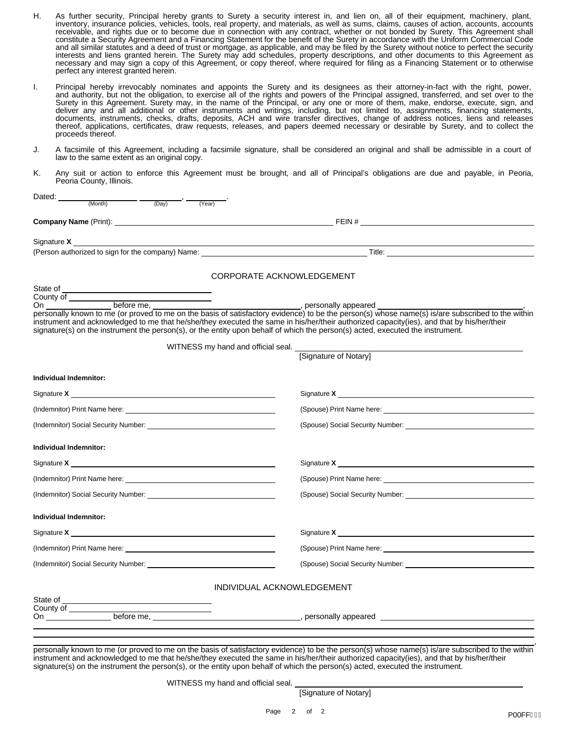H. As further security, Principal hereby grants to Surety a security interest in, and lien on, all of their equipment, machinery, plant, inventory, insurance policies, vehicles, tools, real property, and materials, as well as sums, claims, causes of action, accounts, accounts receivable, and rights due or to become due in connection with any contract, whether or not bonded by Surety. This Agreement shall constitute a Security Agreement and a Financing Statement for the benefit of the Surety in accordance with the Uniform Commercial Code and all similar statutes and a deed of trust or mortgage, as applicable, and may be filed by the Surety without notice to perfect the security interests and liens granted herein. The Surety may add schedules, property descriptions, and other documents to this Agreement as necessary and may sign a copy of this Agreement, or copy thereof, where required for filing as a Financing Statement or to otherwise perfect any interest granted herein.

I. Principal hereby irrevocably nominates and appoints the Surety and its designees as their attorney-in-fact with the right, power, and authority, but not the obligation, to exercise all of the rights and powers of the Principal assigned, transferred, and set over to the Surety in this Agreement. Surety may, in the name of the Principal, or any one or more of them, make, endorse, execute, sign, and deliver any and all additional or other instruments and writings, including, but not limited to, assignments, financing statements, documents, instruments, checks, drafts, deposits, ACH and wire transfer directives, change of address notices, liens and releases thereof, applications, certificates, draw requests, releases, and papers deemed necessary or desirable by Surety, and to collect the proceeds thereof.

J. A facsimile of this Agreement, including a facsimile signature, shall be considered an original and shall be admissible in a court of law to the same extent as an original copy.

K. Any suit or action to enforce this Agreement must be brought, and all of Principal's obligations are due and payable, in Peoria, Peoria County, Illinois.

Dated: ________________ ____________, ____________.
(Month) (Day) (Year)

**Company Name** (Print): ______________________________ FEIN # ______________________________

Signature **X** ____________________________________________________________

(Person authorized to sign for the company) Name: ______________________________ Title: ______________________________

CORPORATE ACKNOWLEDGEMENT

State of ______________________________
County of ______________________________
On ____________ before me, ______________________________, personally appeared ______________________________, personally known to me (or proved to me on the basis of satisfactory evidence) to be the person(s) whose name(s) is/are subscribed to the within instrument and acknowledged to me that he/she/they executed the same in his/her/their authorized capacity(ies), and that by his/her/their signature(s) on the instrument the person(s), or the entity upon behalf of which the person(s) acted, executed the instrument.

WITNESS my hand and official seal. ______________________________
[Signature of Notary]

**Individual Indemnitor:**

Signature **X** ______________________________ Signature **X** ______________________________

(Indemnitor) Print Name here: ______________________________ (Spouse) Print Name here: ______________________________

(Indemnitor) Social Security Number: ______________________________ (Spouse) Social Security Number: ______________________________

**Individual Indemnitor:**

Signature **X** ______________________________ Signature **X** ______________________________

(Indemnitor) Print Name here: ______________________________ (Spouse) Print Name here: ______________________________

(Indemnitor) Social Security Number: ______________________________ (Spouse) Social Security Number: ______________________________

**Individual Indemnitor:**

Signature **X** ______________________________ Signature **X** ______________________________

(Indemnitor) Print Name here: ______________________________ (Spouse) Print Name here: ______________________________

(Indemnitor) Social Security Number: ______________________________ (Spouse) Social Security Number: ______________________________

INDIVIDUAL ACKNOWLEDGEMENT

State of ______________________________
County of ______________________________
On ____________ before me, ______________________________, personally appeared ______________________________
____________________________________________________________
____________________________________________________________,
personally known to me (or proved to me on the basis of satisfactory evidence) to be the person(s) whose name(s) is/are subscribed to the within instrument and acknowledged to me that he/she/they executed the same in his/her/their authorized capacity(ies), and that by his/her/their signature(s) on the instrument the person(s), or the entity upon behalf of which the person(s) acted, executed the instrument.

WITNESS my hand and official seal. ______________________________
[Signature of Notary]

P00FF